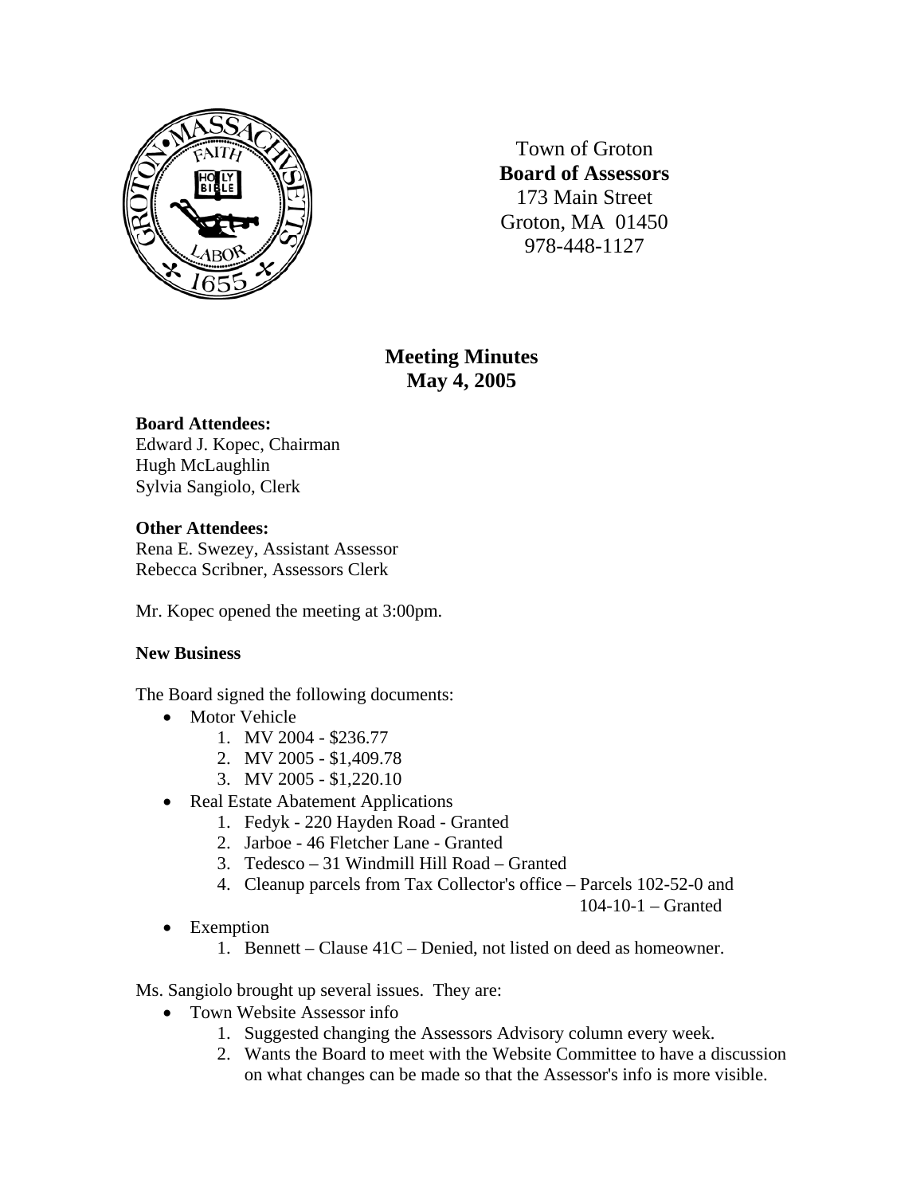Town of Groton
**Board of Assessors**
173 Main Street
Groton, MA 01450
978-448-1127

# Meeting Minutes
## May 4, 2005

**Board Attendees:**
Edward J. Kopec, Chairman
Hugh McLaughlin
Sylvia Sangiolo, Clerk

**Other Attendees:**
Rena E. Swezey, Assistant Assessor
Rebecca Scribner, Assessors Clerk

Mr. Kopec opened the meeting at 3:00pm.

**New Business**

The Board signed the following documents:

- Motor Vehicle
    1. MV 2004 - $236.77
    2. MV 2005 - $1,409.78
    3. MV 2005 - $1,220.10
- Real Estate Abatement Applications
    1. Fedyk - 220 Hayden Road - Granted
    2. Jarboe - 46 Fletcher Lane - Granted
    3. Tedesco – 31 Windmill Hill Road – Granted
    4. Cleanup parcels from Tax Collector's office – Parcels 102-52-0 and 104-10-1 – Granted
- Exemption
    1. Bennett – Clause 41C – Denied, not listed on deed as homeowner.

Ms. Sangiolo brought up several issues. They are:

- Town Website Assessor info
    1. Suggested changing the Assessors Advisory column every week.
    2. Wants the Board to meet with the Website Committee to have a discussion on what changes can be made so that the Assessor's info is more visible.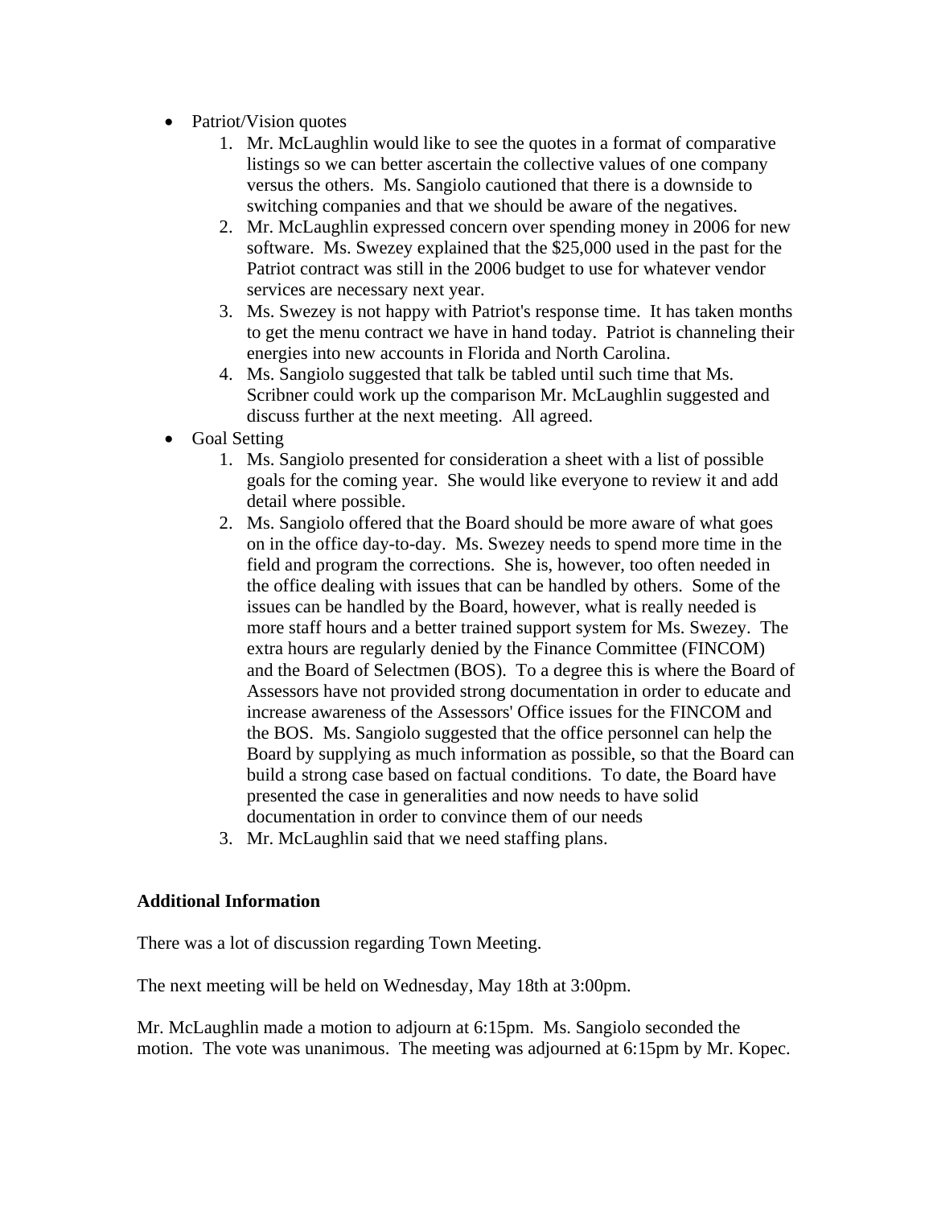- Patriot/Vision quotes
  1. Mr. McLaughlin would like to see the quotes in a format of comparative listings so we can better ascertain the collective values of one company versus the others. Ms. Sangiolo cautioned that there is a downside to switching companies and that we should be aware of the negatives.
  2. Mr. McLaughlin expressed concern over spending money in 2006 for new software. Ms. Swezey explained that the $25,000 used in the past for the Patriot contract was still in the 2006 budget to use for whatever vendor services are necessary next year.
  3. Ms. Swezey is not happy with Patriot's response time. It has taken months to get the menu contract we have in hand today. Patriot is channeling their energies into new accounts in Florida and North Carolina.
  4. Ms. Sangiolo suggested that talk be tabled until such time that Ms. Scribner could work up the comparison Mr. McLaughlin suggested and discuss further at the next meeting. All agreed.
- Goal Setting
  1. Ms. Sangiolo presented for consideration a sheet with a list of possible goals for the coming year. She would like everyone to review it and add detail where possible.
  2. Ms. Sangiolo offered that the Board should be more aware of what goes on in the office day-to-day. Ms. Swezey needs to spend more time in the field and program the corrections. She is, however, too often needed in the office dealing with issues that can be handled by others. Some of the issues can be handled by the Board, however, what is really needed is more staff hours and a better trained support system for Ms. Swezey. The extra hours are regularly denied by the Finance Committee (FINCOM) and the Board of Selectmen (BOS). To a degree this is where the Board of Assessors have not provided strong documentation in order to educate and increase awareness of the Assessors' Office issues for the FINCOM and the BOS. Ms. Sangiolo suggested that the office personnel can help the Board by supplying as much information as possible, so that the Board can build a strong case based on factual conditions. To date, the Board have presented the case in generalities and now needs to have solid documentation in order to convince them of our needs
  3. Mr. McLaughlin said that we need staffing plans.

**Additional Information**

There was a lot of discussion regarding Town Meeting.

The next meeting will be held on Wednesday, May 18th at 3:00pm.

Mr. McLaughlin made a motion to adjourn at 6:15pm. Ms. Sangiolo seconded the motion. The vote was unanimous. The meeting was adjourned at 6:15pm by Mr. Kopec.